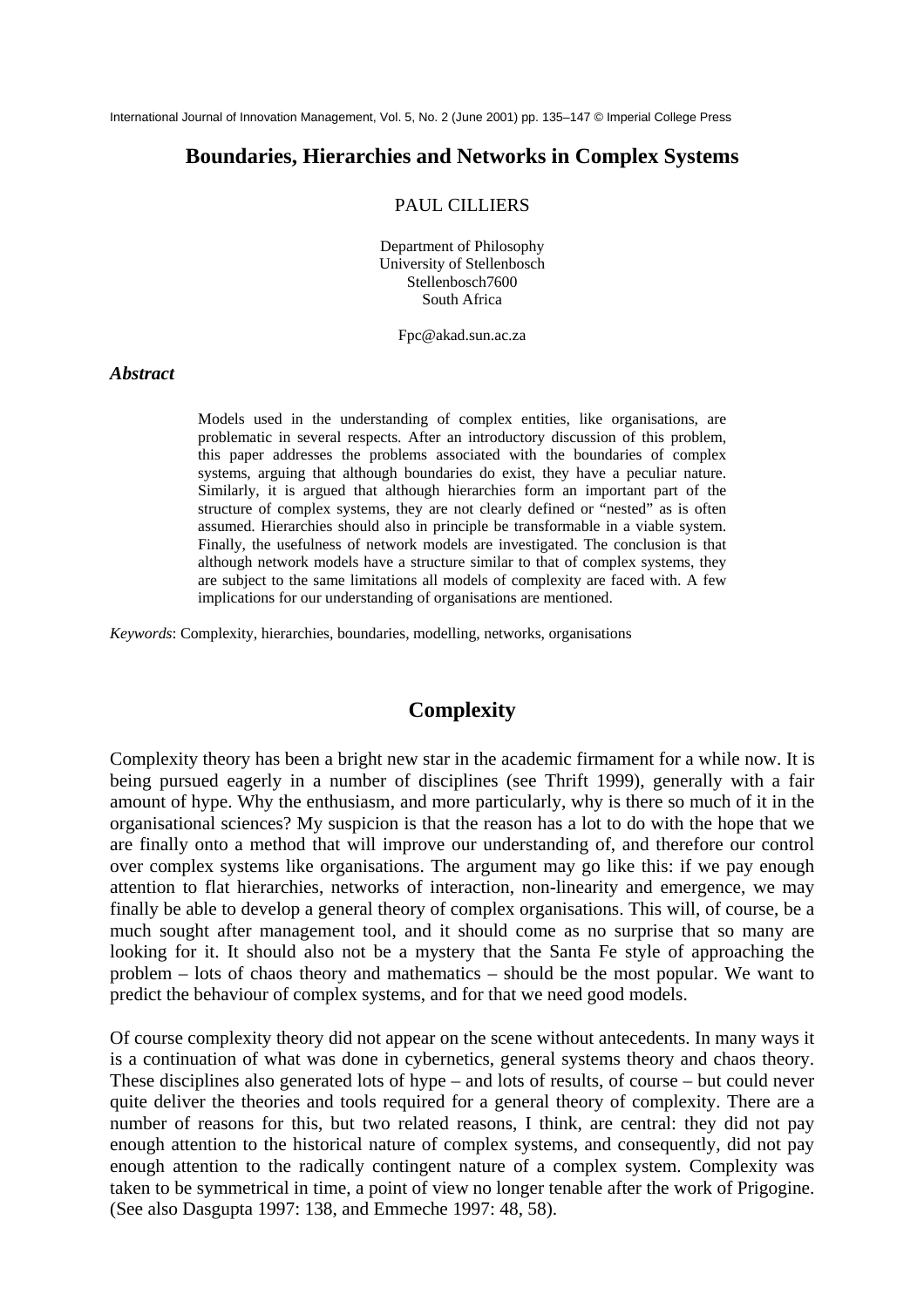# Boundaries, Hierarchies and Networks in Complex Systems

PAUL CILLIERS

Department of Philosophy
University of Stellenbosch
Stellenbosch7600
South Africa

Fpc@akad.sun.ac.za

### *Abstract*

Models used in the understanding of complex entities, like organisations, are problematic in several respects. After an introductory discussion of this problem, this paper addresses the problems associated with the boundaries of complex systems, arguing that although boundaries do exist, they have a peculiar nature. Similarly, it is argued that although hierarchies form an important part of the structure of complex systems, they are not clearly defined or "nested" as is often assumed. Hierarchies should also in principle be transformable in a viable system. Finally, the usefulness of network models are investigated. The conclusion is that although network models have a structure similar to that of complex systems, they are subject to the same limitations all models of complexity are faced with. A few implications for our understanding of organisations are mentioned.

*Keywords*: Complexity, hierarchies, boundaries, modelling, networks, organisations

## Complexity

Complexity theory has been a bright new star in the academic firmament for a while now. It is being pursued eagerly in a number of disciplines (see Thrift 1999), generally with a fair amount of hype. Why the enthusiasm, and more particularly, why is there so much of it in the organisational sciences? My suspicion is that the reason has a lot to do with the hope that we are finally onto a method that will improve our understanding of, and therefore our control over complex systems like organisations. The argument may go like this: if we pay enough attention to flat hierarchies, networks of interaction, non-linearity and emergence, we may finally be able to develop a general theory of complex organisations. This will, of course, be a much sought after management tool, and it should come as no surprise that so many are looking for it. It should also not be a mystery that the Santa Fe style of approaching the problem – lots of chaos theory and mathematics – should be the most popular. We want to predict the behaviour of complex systems, and for that we need good models.

Of course complexity theory did not appear on the scene without antecedents. In many ways it is a continuation of what was done in cybernetics, general systems theory and chaos theory. These disciplines also generated lots of hype – and lots of results, of course – but could never quite deliver the theories and tools required for a general theory of complexity. There are a number of reasons for this, but two related reasons, I think, are central: they did not pay enough attention to the historical nature of complex systems, and consequently, did not pay enough attention to the radically contingent nature of a complex system. Complexity was taken to be symmetrical in time, a point of view no longer tenable after the work of Prigogine. (See also Dasgupta 1997: 138, and Emmeche 1997: 48, 58).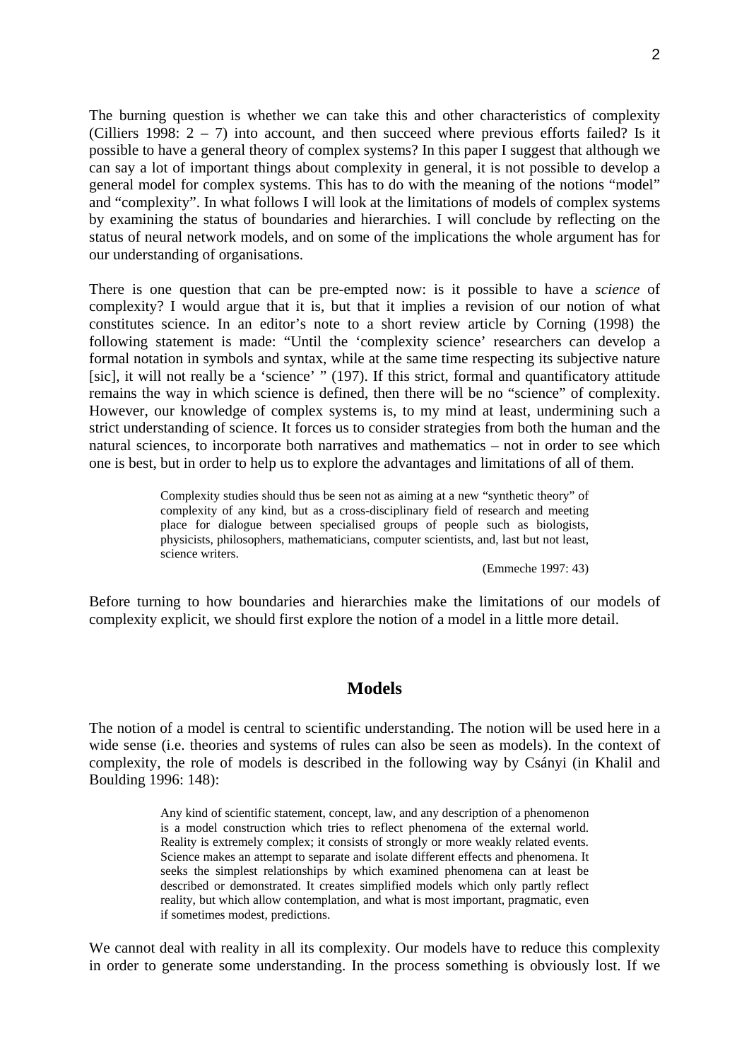The burning question is whether we can take this and other characteristics of complexity (Cilliers 1998: 2 – 7) into account, and then succeed where previous efforts failed? Is it possible to have a general theory of complex systems? In this paper I suggest that although we can say a lot of important things about complexity in general, it is not possible to develop a general model for complex systems. This has to do with the meaning of the notions "model" and "complexity". In what follows I will look at the limitations of models of complex systems by examining the status of boundaries and hierarchies. I will conclude by reflecting on the status of neural network models, and on some of the implications the whole argument has for our understanding of organisations.

There is one question that can be pre-empted now: is it possible to have a *science* of complexity? I would argue that it is, but that it implies a revision of our notion of what constitutes science. In an editor's note to a short review article by Corning (1998) the following statement is made: "Until the 'complexity science' researchers can develop a formal notation in symbols and syntax, while at the same time respecting its subjective nature [sic], it will not really be a 'science' " (197). If this strict, formal and quantificatory attitude remains the way in which science is defined, then there will be no "science" of complexity. However, our knowledge of complex systems is, to my mind at least, undermining such a strict understanding of science. It forces us to consider strategies from both the human and the natural sciences, to incorporate both narratives and mathematics – not in order to see which one is best, but in order to help us to explore the advantages and limitations of all of them.

> Complexity studies should thus be seen not as aiming at a new "synthetic theory" of complexity of any kind, but as a cross-disciplinary field of research and meeting place for dialogue between specialised groups of people such as biologists, physicists, philosophers, mathematicians, computer scientists, and, last but not least, science writers.
>
> (Emmeche 1997: 43)

Before turning to how boundaries and hierarchies make the limitations of our models of complexity explicit, we should first explore the notion of a model in a little more detail.

## Models

The notion of a model is central to scientific understanding. The notion will be used here in a wide sense (i.e. theories and systems of rules can also be seen as models). In the context of complexity, the role of models is described in the following way by Csányi (in Khalil and Boulding 1996: 148):

> Any kind of scientific statement, concept, law, and any description of a phenomenon is a model construction which tries to reflect phenomena of the external world. Reality is extremely complex; it consists of strongly or more weakly related events. Science makes an attempt to separate and isolate different effects and phenomena. It seeks the simplest relationships by which examined phenomena can at least be described or demonstrated. It creates simplified models which only partly reflect reality, but which allow contemplation, and what is most important, pragmatic, even if sometimes modest, predictions.

We cannot deal with reality in all its complexity. Our models have to reduce this complexity in order to generate some understanding. In the process something is obviously lost. If we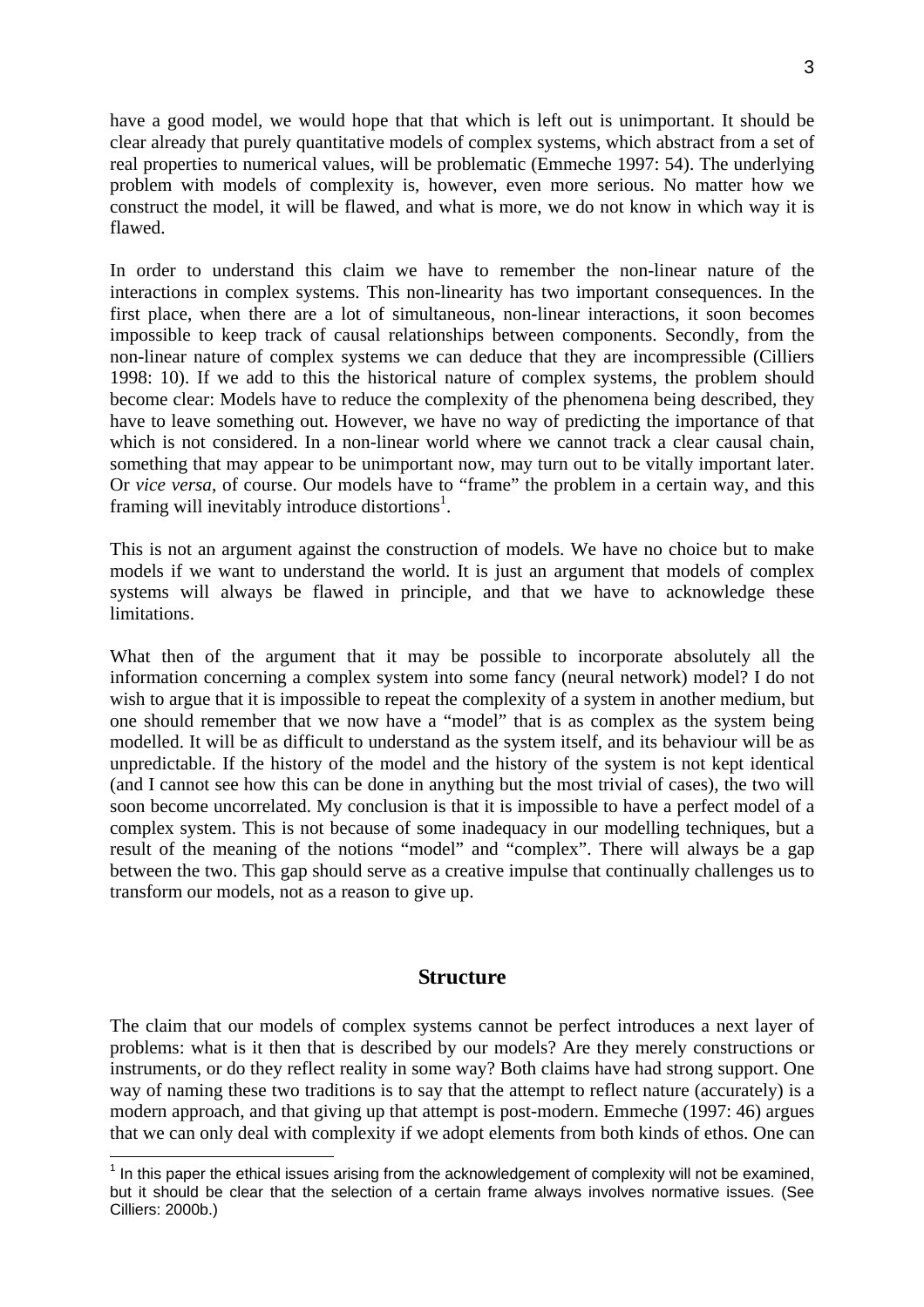have a good model, we would hope that that which is left out is unimportant. It should be clear already that purely quantitative models of complex systems, which abstract from a set of real properties to numerical values, will be problematic (Emmeche 1997: 54). The underlying problem with models of complexity is, however, even more serious. No matter how we construct the model, it will be flawed, and what is more, we do not know in which way it is flawed.

In order to understand this claim we have to remember the non-linear nature of the interactions in complex systems. This non-linearity has two important consequences. In the first place, when there are a lot of simultaneous, non-linear interactions, it soon becomes impossible to keep track of causal relationships between components. Secondly, from the non-linear nature of complex systems we can deduce that they are incompressible (Cilliers 1998: 10). If we add to this the historical nature of complex systems, the problem should become clear: Models have to reduce the complexity of the phenomena being described, they have to leave something out. However, we have no way of predicting the importance of that which is not considered. In a non-linear world where we cannot track a clear causal chain, something that may appear to be unimportant now, may turn out to be vitally important later. Or *vice versa*, of course. Our models have to "frame" the problem in a certain way, and this framing will inevitably introduce distortions[1].

This is not an argument against the construction of models. We have no choice but to make models if we want to understand the world. It is just an argument that models of complex systems will always be flawed in principle, and that we have to acknowledge these limitations.

What then of the argument that it may be possible to incorporate absolutely all the information concerning a complex system into some fancy (neural network) model? I do not wish to argue that it is impossible to repeat the complexity of a system in another medium, but one should remember that we now have a "model" that is as complex as the system being modelled. It will be as difficult to understand as the system itself, and its behaviour will be as unpredictable. If the history of the model and the history of the system is not kept identical (and I cannot see how this can be done in anything but the most trivial of cases), the two will soon become uncorrelated. My conclusion is that it is impossible to have a perfect model of a complex system. This is not because of some inadequacy in our modelling techniques, but a result of the meaning of the notions "model" and "complex". There will always be a gap between the two. This gap should serve as a creative impulse that continually challenges us to transform our models, not as a reason to give up.

## Structure

The claim that our models of complex systems cannot be perfect introduces a next layer of problems: what is it then that is described by our models? Are they merely constructions or instruments, or do they reflect reality in some way? Both claims have had strong support. One way of naming these two traditions is to say that the attempt to reflect nature (accurately) is a modern approach, and that giving up that attempt is post-modern. Emmeche (1997: 46) argues that we can only deal with complexity if we adopt elements from both kinds of ethos. One can

[1] In this paper the ethical issues arising from the acknowledgement of complexity will not be examined, but it should be clear that the selection of a certain frame always involves normative issues. (See Cilliers: 2000b.)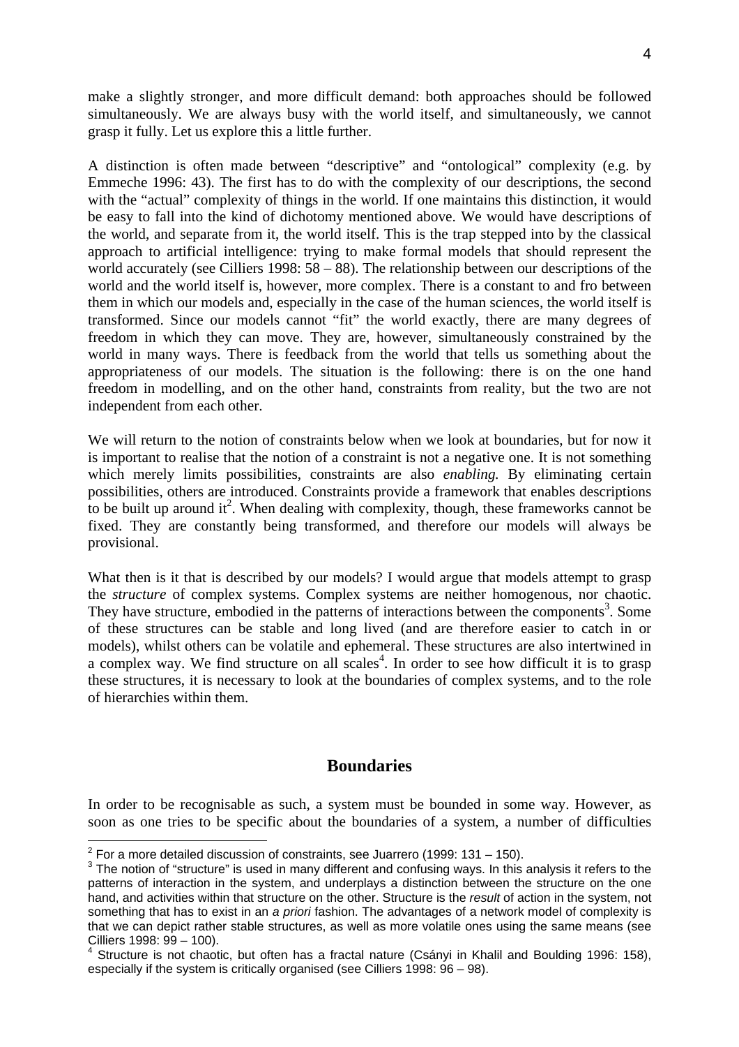make a slightly stronger, and more difficult demand: both approaches should be followed simultaneously. We are always busy with the world itself, and simultaneously, we cannot grasp it fully. Let us explore this a little further.

A distinction is often made between "descriptive" and "ontological" complexity (e.g. by Emmeche 1996: 43). The first has to do with the complexity of our descriptions, the second with the "actual" complexity of things in the world. If one maintains this distinction, it would be easy to fall into the kind of dichotomy mentioned above. We would have descriptions of the world, and separate from it, the world itself. This is the trap stepped into by the classical approach to artificial intelligence: trying to make formal models that should represent the world accurately (see Cilliers 1998: 58 – 88). The relationship between our descriptions of the world and the world itself is, however, more complex. There is a constant to and fro between them in which our models and, especially in the case of the human sciences, the world itself is transformed. Since our models cannot "fit" the world exactly, there are many degrees of freedom in which they can move. They are, however, simultaneously constrained by the world in many ways. There is feedback from the world that tells us something about the appropriateness of our models. The situation is the following: there is on the one hand freedom in modelling, and on the other hand, constraints from reality, but the two are not independent from each other.

We will return to the notion of constraints below when we look at boundaries, but for now it is important to realise that the notion of a constraint is not a negative one. It is not something which merely limits possibilities, constraints are also *enabling.* By eliminating certain possibilities, others are introduced. Constraints provide a framework that enables descriptions to be built up around it[2]. When dealing with complexity, though, these frameworks cannot be fixed. They are constantly being transformed, and therefore our models will always be provisional.

What then is it that is described by our models? I would argue that models attempt to grasp the *structure* of complex systems. Complex systems are neither homogenous, nor chaotic. They have structure, embodied in the patterns of interactions between the components[3]. Some of these structures can be stable and long lived (and are therefore easier to catch in or models), whilst others can be volatile and ephemeral. These structures are also intertwined in a complex way. We find structure on all scales[4]. In order to see how difficult it is to grasp these structures, it is necessary to look at the boundaries of complex systems, and to the role of hierarchies within them.

## Boundaries

In order to be recognisable as such, a system must be bounded in some way. However, as soon as one tries to be specific about the boundaries of a system, a number of difficulties

---

[2] For a more detailed discussion of constraints, see Juarrero (1999: 131 – 150).

[3] The notion of "structure" is used in many different and confusing ways. In this analysis it refers to the patterns of interaction in the system, and underplays a distinction between the structure on the one hand, and activities within that structure on the other. Structure is the *result* of action in the system, not something that has to exist in an *a priori* fashion. The advantages of a network model of complexity is that we can depict rather stable structures, as well as more volatile ones using the same means (see Cilliers 1998: 99 – 100).

[4] Structure is not chaotic, but often has a fractal nature (Csányi in Khalil and Boulding 1996: 158), especially if the system is critically organised (see Cilliers 1998: 96 – 98).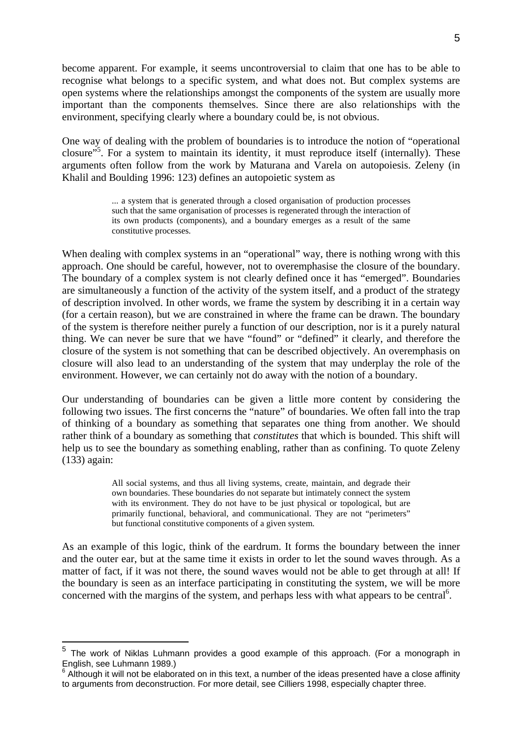become apparent. For example, it seems uncontroversial to claim that one has to be able to recognise what belongs to a specific system, and what does not. But complex systems are open systems where the relationships amongst the components of the system are usually more important than the components themselves. Since there are also relationships with the environment, specifying clearly where a boundary could be, is not obvious.

One way of dealing with the problem of boundaries is to introduce the notion of "operational closure"[5]. For a system to maintain its identity, it must reproduce itself (internally). These arguments often follow from the work by Maturana and Varela on autopoiesis. Zeleny (in Khalil and Boulding 1996: 123) defines an autopoietic system as

> ... a system that is generated through a closed organisation of production processes such that the same organisation of processes is regenerated through the interaction of its own products (components), and a boundary emerges as a result of the same constitutive processes.

When dealing with complex systems in an "operational" way, there is nothing wrong with this approach. One should be careful, however, not to overemphasise the closure of the boundary. The boundary of a complex system is not clearly defined once it has "emerged". Boundaries are simultaneously a function of the activity of the system itself, and a product of the strategy of description involved. In other words, we frame the system by describing it in a certain way (for a certain reason), but we are constrained in where the frame can be drawn. The boundary of the system is therefore neither purely a function of our description, nor is it a purely natural thing. We can never be sure that we have "found" or "defined" it clearly, and therefore the closure of the system is not something that can be described objectively. An overemphasis on closure will also lead to an understanding of the system that may underplay the role of the environment. However, we can certainly not do away with the notion of a boundary.

Our understanding of boundaries can be given a little more content by considering the following two issues. The first concerns the "nature" of boundaries. We often fall into the trap of thinking of a boundary as something that separates one thing from another. We should rather think of a boundary as something that *constitutes* that which is bounded. This shift will help us to see the boundary as something enabling, rather than as confining. To quote Zeleny (133) again:

> All social systems, and thus all living systems, create, maintain, and degrade their own boundaries. These boundaries do not separate but intimately connect the system with its environment. They do not have to be just physical or topological, but are primarily functional, behavioral, and communicational. They are not "perimeters" but functional constitutive components of a given system.

As an example of this logic, think of the eardrum. It forms the boundary between the inner and the outer ear, but at the same time it exists in order to let the sound waves through. As a matter of fact, if it was not there, the sound waves would not be able to get through at all! If the boundary is seen as an interface participating in constituting the system, we will be more concerned with the margins of the system, and perhaps less with what appears to be central[6].

---

[5] The work of Niklas Luhmann provides a good example of this approach. (For a monograph in English, see Luhmann 1989.)

[6] Although it will not be elaborated on in this text, a number of the ideas presented have a close affinity to arguments from deconstruction. For more detail, see Cilliers 1998, especially chapter three.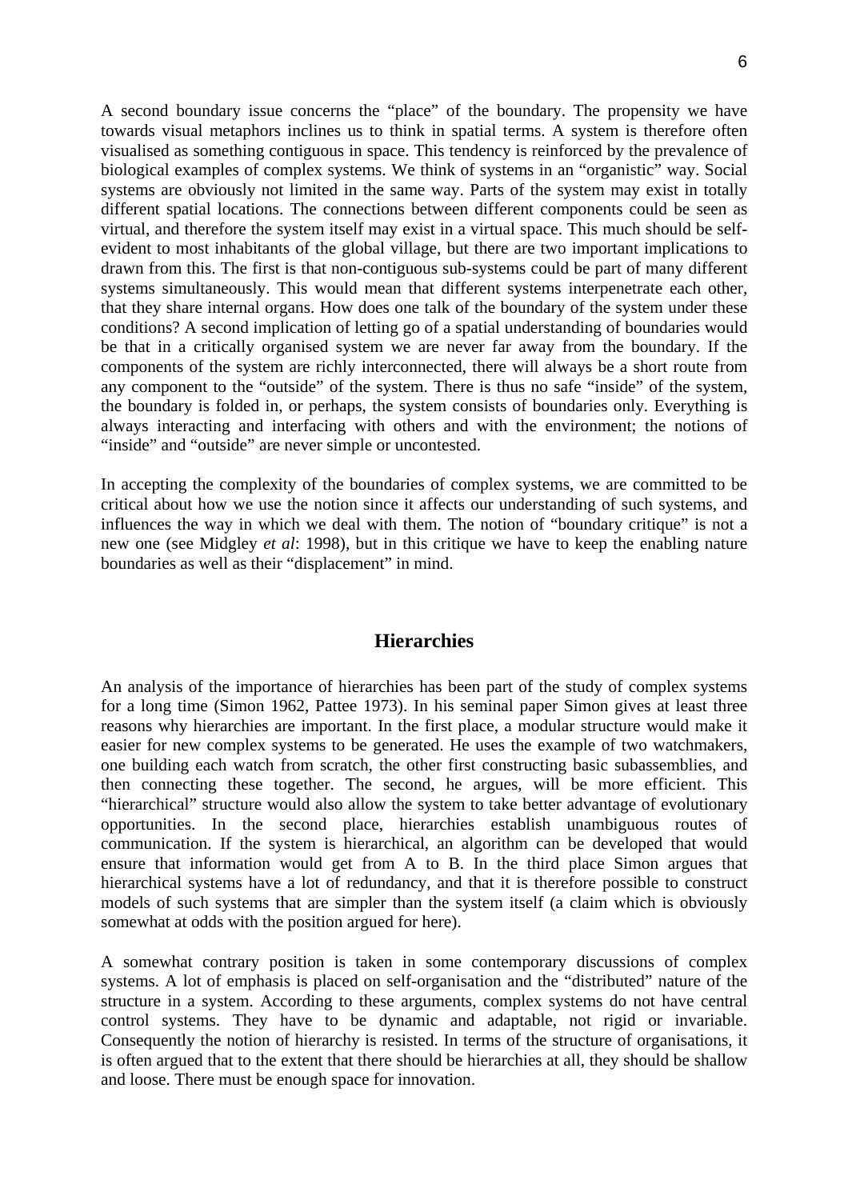A second boundary issue concerns the "place" of the boundary. The propensity we have towards visual metaphors inclines us to think in spatial terms. A system is therefore often visualised as something contiguous in space. This tendency is reinforced by the prevalence of biological examples of complex systems. We think of systems in an "organistic" way. Social systems are obviously not limited in the same way. Parts of the system may exist in totally different spatial locations. The connections between different components could be seen as virtual, and therefore the system itself may exist in a virtual space. This much should be self-evident to most inhabitants of the global village, but there are two important implications to drawn from this. The first is that non-contiguous sub-systems could be part of many different systems simultaneously. This would mean that different systems interpenetrate each other, that they share internal organs. How does one talk of the boundary of the system under these conditions? A second implication of letting go of a spatial understanding of boundaries would be that in a critically organised system we are never far away from the boundary. If the components of the system are richly interconnected, there will always be a short route from any component to the "outside" of the system. There is thus no safe "inside" of the system, the boundary is folded in, or perhaps, the system consists of boundaries only. Everything is always interacting and interfacing with others and with the environment; the notions of "inside" and "outside" are never simple or uncontested.

In accepting the complexity of the boundaries of complex systems, we are committed to be critical about how we use the notion since it affects our understanding of such systems, and influences the way in which we deal with them. The notion of "boundary critique" is not a new one (see Midgley *et al*: 1998), but in this critique we have to keep the enabling nature boundaries as well as their "displacement" in mind.

## Hierarchies

An analysis of the importance of hierarchies has been part of the study of complex systems for a long time (Simon 1962, Pattee 1973). In his seminal paper Simon gives at least three reasons why hierarchies are important. In the first place, a modular structure would make it easier for new complex systems to be generated. He uses the example of two watchmakers, one building each watch from scratch, the other first constructing basic subassemblies, and then connecting these together. The second, he argues, will be more efficient. This "hierarchical" structure would also allow the system to take better advantage of evolutionary opportunities. In the second place, hierarchies establish unambiguous routes of communication. If the system is hierarchical, an algorithm can be developed that would ensure that information would get from A to B. In the third place Simon argues that hierarchical systems have a lot of redundancy, and that it is therefore possible to construct models of such systems that are simpler than the system itself (a claim which is obviously somewhat at odds with the position argued for here).

A somewhat contrary position is taken in some contemporary discussions of complex systems. A lot of emphasis is placed on self-organisation and the "distributed" nature of the structure in a system. According to these arguments, complex systems do not have central control systems. They have to be dynamic and adaptable, not rigid or invariable. Consequently the notion of hierarchy is resisted. In terms of the structure of organisations, it is often argued that to the extent that there should be hierarchies at all, they should be shallow and loose. There must be enough space for innovation.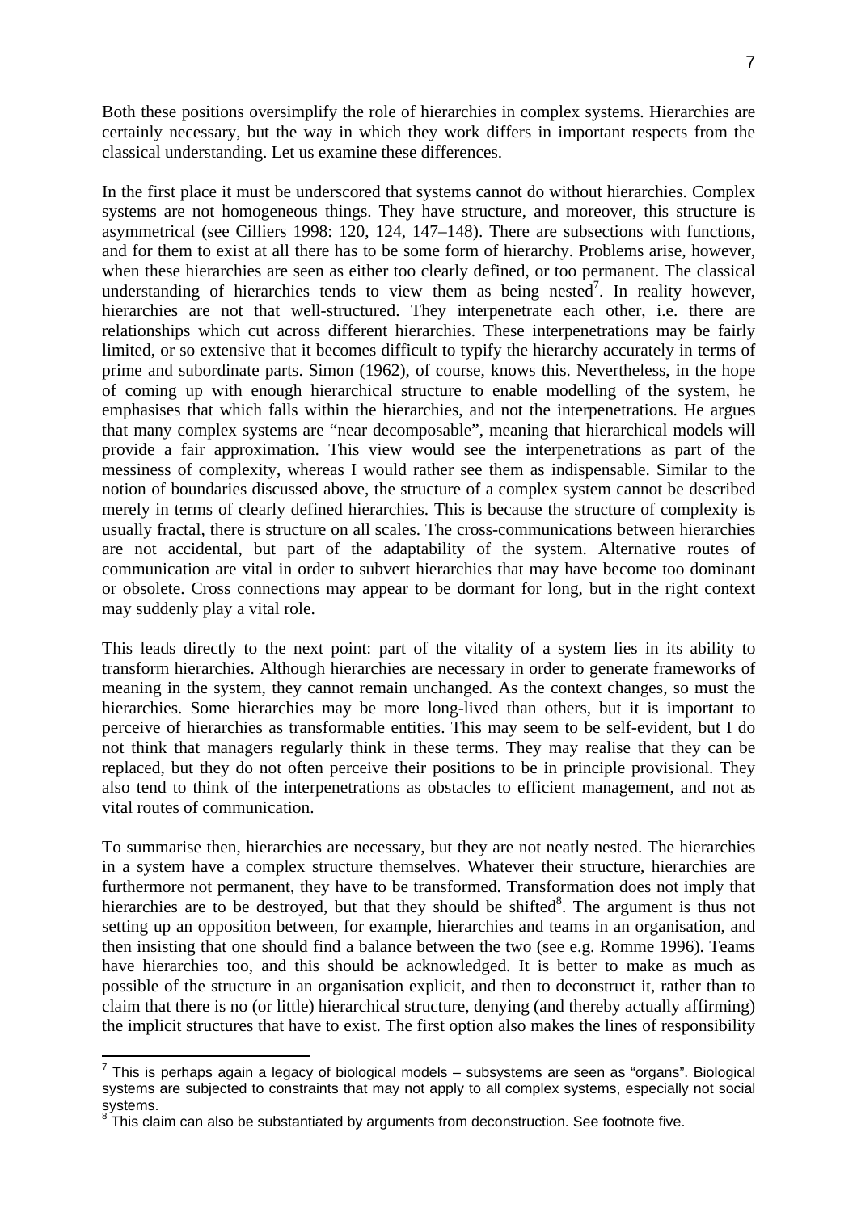Both these positions oversimplify the role of hierarchies in complex systems. Hierarchies are certainly necessary, but the way in which they work differs in important respects from the classical understanding. Let us examine these differences.

In the first place it must be underscored that systems cannot do without hierarchies. Complex systems are not homogeneous things. They have structure, and moreover, this structure is asymmetrical (see Cilliers 1998: 120, 124, 147–148). There are subsections with functions, and for them to exist at all there has to be some form of hierarchy. Problems arise, however, when these hierarchies are seen as either too clearly defined, or too permanent. The classical understanding of hierarchies tends to view them as being nested[7]. In reality however, hierarchies are not that well-structured. They interpenetrate each other, i.e. there are relationships which cut across different hierarchies. These interpenetrations may be fairly limited, or so extensive that it becomes difficult to typify the hierarchy accurately in terms of prime and subordinate parts. Simon (1962), of course, knows this. Nevertheless, in the hope of coming up with enough hierarchical structure to enable modelling of the system, he emphasises that which falls within the hierarchies, and not the interpenetrations. He argues that many complex systems are "near decomposable", meaning that hierarchical models will provide a fair approximation. This view would see the interpenetrations as part of the messiness of complexity, whereas I would rather see them as indispensable. Similar to the notion of boundaries discussed above, the structure of a complex system cannot be described merely in terms of clearly defined hierarchies. This is because the structure of complexity is usually fractal, there is structure on all scales. The cross-communications between hierarchies are not accidental, but part of the adaptability of the system. Alternative routes of communication are vital in order to subvert hierarchies that may have become too dominant or obsolete. Cross connections may appear to be dormant for long, but in the right context may suddenly play a vital role.

This leads directly to the next point: part of the vitality of a system lies in its ability to transform hierarchies. Although hierarchies are necessary in order to generate frameworks of meaning in the system, they cannot remain unchanged. As the context changes, so must the hierarchies. Some hierarchies may be more long-lived than others, but it is important to perceive of hierarchies as transformable entities. This may seem to be self-evident, but I do not think that managers regularly think in these terms. They may realise that they can be replaced, but they do not often perceive their positions to be in principle provisional. They also tend to think of the interpenetrations as obstacles to efficient management, and not as vital routes of communication.

To summarise then, hierarchies are necessary, but they are not neatly nested. The hierarchies in a system have a complex structure themselves. Whatever their structure, hierarchies are furthermore not permanent, they have to be transformed. Transformation does not imply that hierarchies are to be destroyed, but that they should be shifted[8]. The argument is thus not setting up an opposition between, for example, hierarchies and teams in an organisation, and then insisting that one should find a balance between the two (see e.g. Romme 1996). Teams have hierarchies too, and this should be acknowledged. It is better to make as much as possible of the structure in an organisation explicit, and then to deconstruct it, rather than to claim that there is no (or little) hierarchical structure, denying (and thereby actually affirming) the implicit structures that have to exist. The first option also makes the lines of responsibility

---

[7] This is perhaps again a legacy of biological models – subsystems are seen as "organs". Biological systems are subjected to constraints that may not apply to all complex systems, especially not social systems.

[8] This claim can also be substantiated by arguments from deconstruction. See footnote five.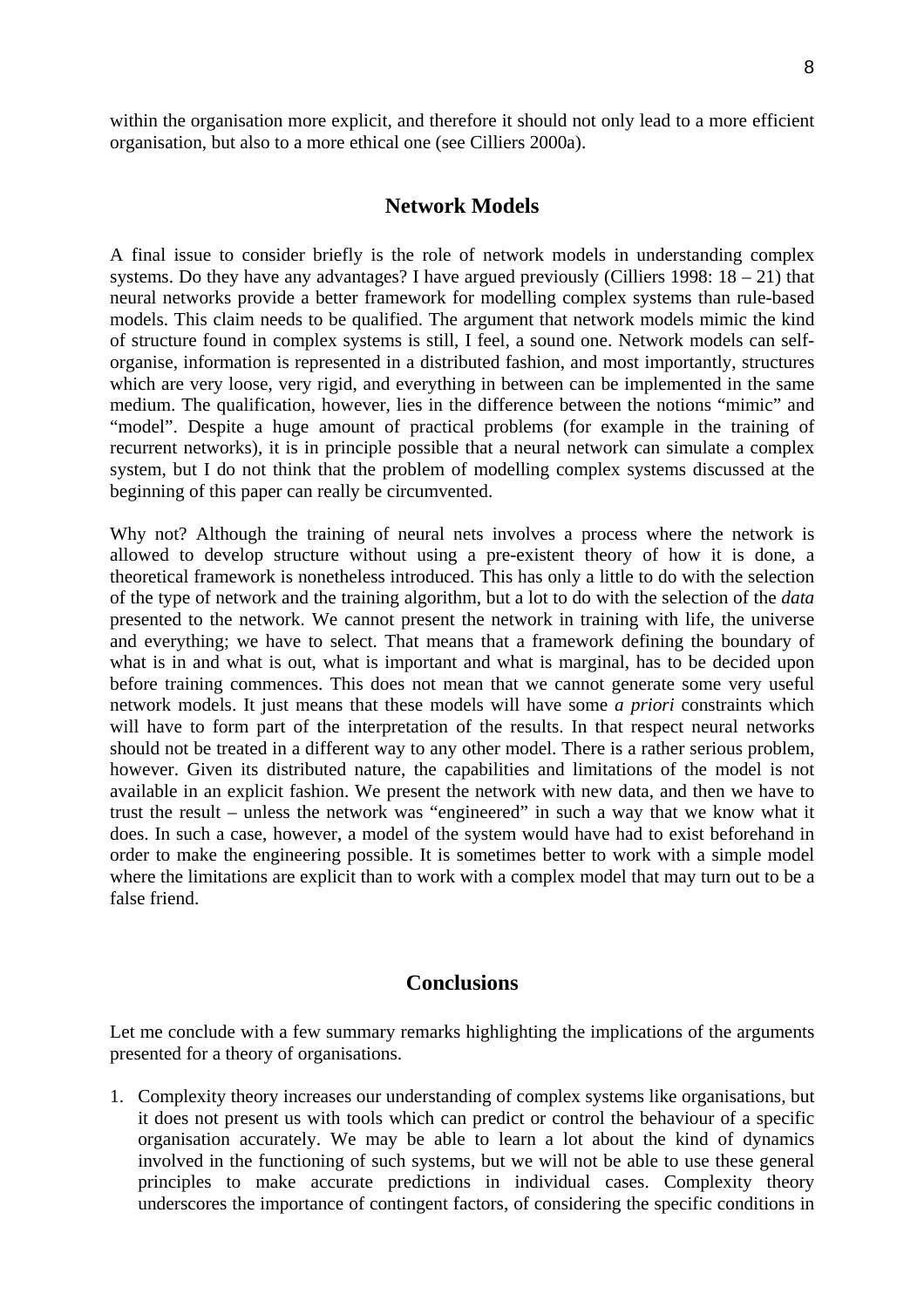within the organisation more explicit, and therefore it should not only lead to a more efficient organisation, but also to a more ethical one (see Cilliers 2000a).

## Network Models

A final issue to consider briefly is the role of network models in understanding complex systems. Do they have any advantages? I have argued previously (Cilliers 1998: 18 – 21) that neural networks provide a better framework for modelling complex systems than rule-based models. This claim needs to be qualified. The argument that network models mimic the kind of structure found in complex systems is still, I feel, a sound one. Network models can self-organise, information is represented in a distributed fashion, and most importantly, structures which are very loose, very rigid, and everything in between can be implemented in the same medium. The qualification, however, lies in the difference between the notions "mimic" and "model". Despite a huge amount of practical problems (for example in the training of recurrent networks), it is in principle possible that a neural network can simulate a complex system, but I do not think that the problem of modelling complex systems discussed at the beginning of this paper can really be circumvented.

Why not? Although the training of neural nets involves a process where the network is allowed to develop structure without using a pre-existent theory of how it is done, a theoretical framework is nonetheless introduced. This has only a little to do with the selection of the type of network and the training algorithm, but a lot to do with the selection of the *data* presented to the network. We cannot present the network in training with life, the universe and everything; we have to select. That means that a framework defining the boundary of what is in and what is out, what is important and what is marginal, has to be decided upon before training commences. This does not mean that we cannot generate some very useful network models. It just means that these models will have some *a priori* constraints which will have to form part of the interpretation of the results. In that respect neural networks should not be treated in a different way to any other model. There is a rather serious problem, however. Given its distributed nature, the capabilities and limitations of the model is not available in an explicit fashion. We present the network with new data, and then we have to trust the result – unless the network was "engineered" in such a way that we know what it does. In such a case, however, a model of the system would have had to exist beforehand in order to make the engineering possible. It is sometimes better to work with a simple model where the limitations are explicit than to work with a complex model that may turn out to be a false friend.

## Conclusions

Let me conclude with a few summary remarks highlighting the implications of the arguments presented for a theory of organisations.

1. Complexity theory increases our understanding of complex systems like organisations, but it does not present us with tools which can predict or control the behaviour of a specific organisation accurately. We may be able to learn a lot about the kind of dynamics involved in the functioning of such systems, but we will not be able to use these general principles to make accurate predictions in individual cases. Complexity theory underscores the importance of contingent factors, of considering the specific conditions in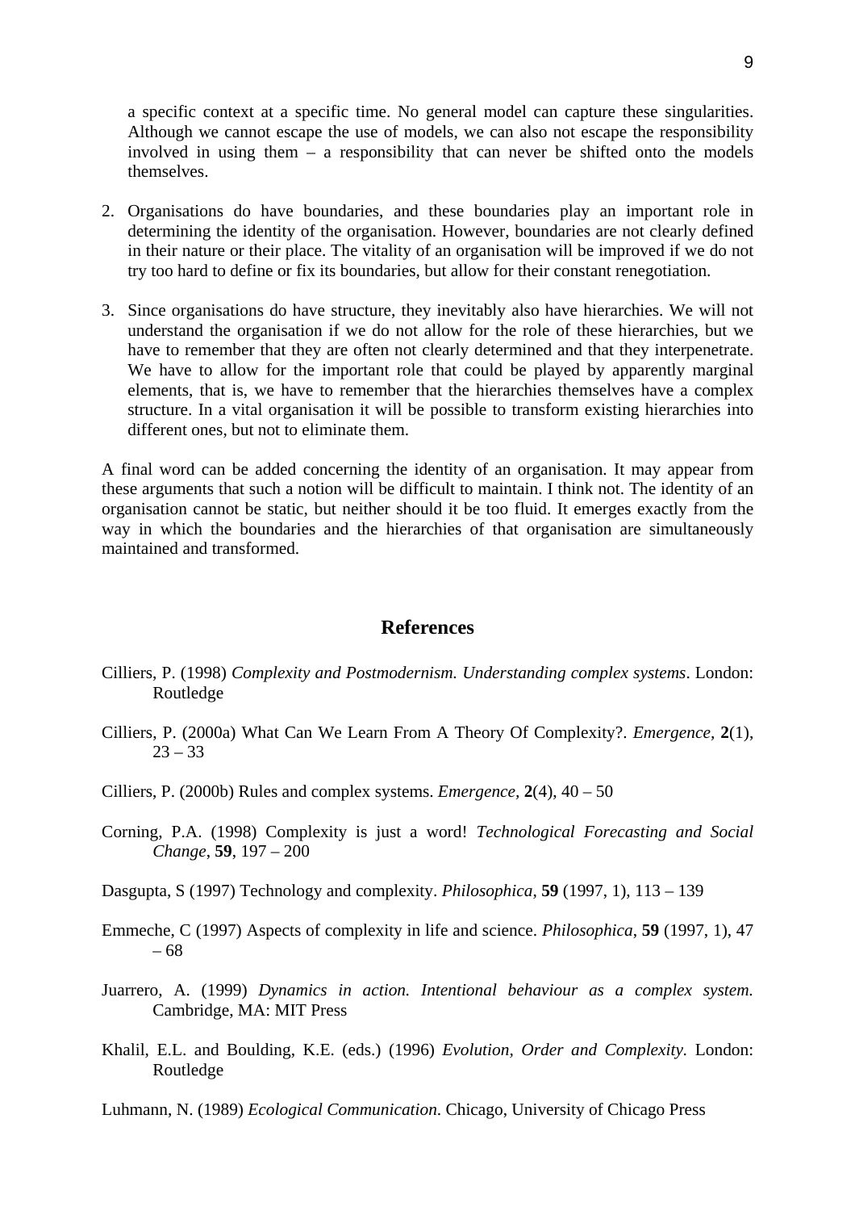a specific context at a specific time. No general model can capture these singularities. Although we cannot escape the use of models, we can also not escape the responsibility involved in using them – a responsibility that can never be shifted onto the models themselves.

2. Organisations do have boundaries, and these boundaries play an important role in determining the identity of the organisation. However, boundaries are not clearly defined in their nature or their place. The vitality of an organisation will be improved if we do not try too hard to define or fix its boundaries, but allow for their constant renegotiation.

3. Since organisations do have structure, they inevitably also have hierarchies. We will not understand the organisation if we do not allow for the role of these hierarchies, but we have to remember that they are often not clearly determined and that they interpenetrate. We have to allow for the important role that could be played by apparently marginal elements, that is, we have to remember that the hierarchies themselves have a complex structure. In a vital organisation it will be possible to transform existing hierarchies into different ones, but not to eliminate them.

A final word can be added concerning the identity of an organisation. It may appear from these arguments that such a notion will be difficult to maintain. I think not. The identity of an organisation cannot be static, but neither should it be too fluid. It emerges exactly from the way in which the boundaries and the hierarchies of that organisation are simultaneously maintained and transformed.

## References

Cilliers, P. (1998) *Complexity and Postmodernism. Understanding complex systems*. London: Routledge

Cilliers, P. (2000a) What Can We Learn From A Theory Of Complexity?. *Emergence*, **2**(1), 23 – 33

Cilliers, P. (2000b) Rules and complex systems. *Emergence*, **2**(4), 40 – 50

Corning, P.A. (1998) Complexity is just a word! *Technological Forecasting and Social Change*, **59**, 197 – 200

Dasgupta, S (1997) Technology and complexity. *Philosophica*, **59** (1997, 1), 113 – 139

Emmeche, C (1997) Aspects of complexity in life and science. *Philosophica*, **59** (1997, 1), 47 – 68

Juarrero, A. (1999) *Dynamics in action. Intentional behaviour as a complex system.* Cambridge, MA: MIT Press

Khalil, E.L. and Boulding, K.E. (eds.) (1996) *Evolution, Order and Complexity.* London: Routledge

Luhmann, N. (1989) *Ecological Communication*. Chicago, University of Chicago Press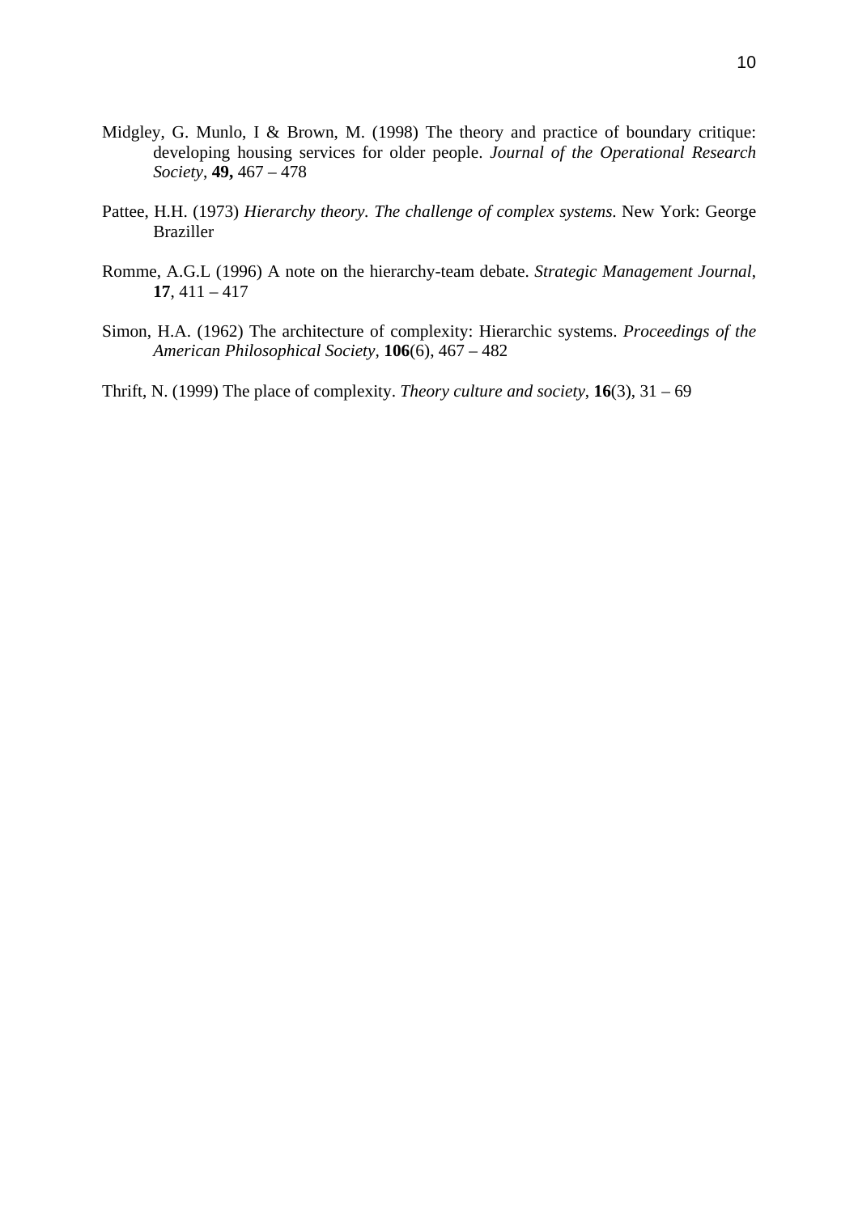Midgley, G. Munlo, I & Brown, M. (1998) The theory and practice of boundary critique: developing housing services for older people. *Journal of the Operational Research Society*, **49,** 467 – 478

Pattee, H.H. (1973) *Hierarchy theory. The challenge of complex systems*. New York: George Braziller

Romme, A.G.L (1996) A note on the hierarchy-team debate. *Strategic Management Journal*, **17**, 411 – 417

Simon, H.A. (1962) The architecture of complexity: Hierarchic systems. *Proceedings of the American Philosophical Society*, **106**(6), 467 – 482

Thrift, N. (1999) The place of complexity. *Theory culture and society*, **16**(3), 31 – 69